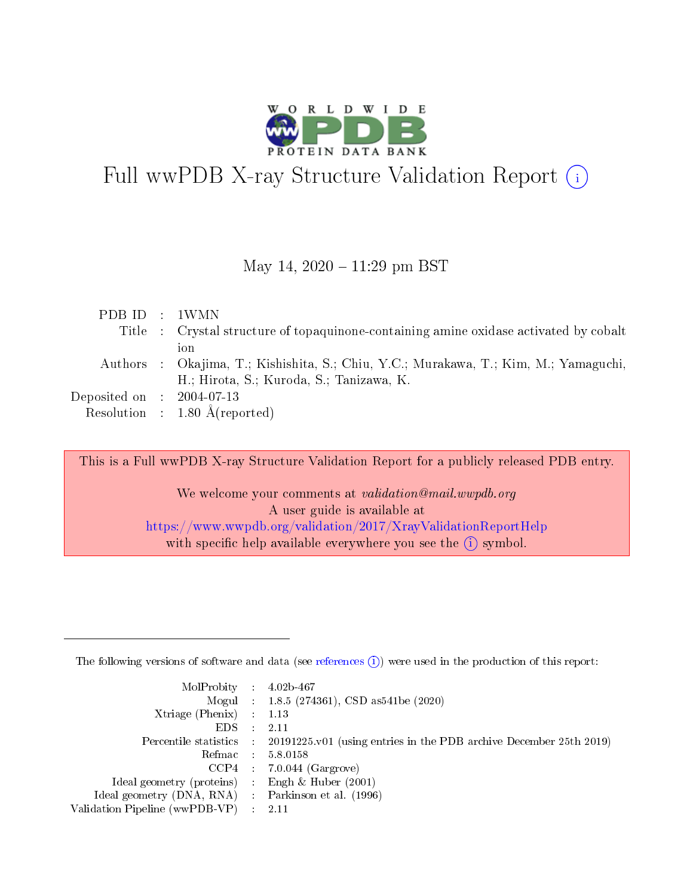# Full wwPDB X-ray Structure Validation Report (i)

May 14, 2020 – 11:29 pm BST

| | | |
|---|---|---|
| PDB ID | : | 1WMN |
| Title | : | Crystal structure of topaquinone-containing amine oxidase activated by cobalt ion |
| Authors | : | Okajima, T.; Kishishita, S.; Chiu, Y.C.; Murakawa, T.; Kim, M.; Yamaguchi, H.; Hirota, S.; Kuroda, S.; Tanizawa, K. |
| Deposited on | : | 2004-07-13 |
| Resolution | : | 1.80 Å(reported) |

This is a Full wwPDB X-ray Structure Validation Report for a publicly released PDB entry.

We welcome your comments at *validation@mail.wwpdb.org*
A user guide is available at
https://www.wwpdb.org/validation/2017/XrayValidationReportHelp
with specific help available everywhere you see the (i) symbol.

---

The following versions of software and data (see references (i)) were used in the production of this report:

| | | |
|---|---|---|
| MolProbity | : | 4.02b-467 |
| Mogul | : | 1.8.5 (274361), CSD as541be (2020) |
| Xtriage (Phenix) | : | 1.13 |
| EDS | : | 2.11 |
| Percentile statistics | : | 20191225.v01 (using entries in the PDB archive December 25th 2019) |
| Refmac | : | 5.8.0158 |
| CCP4 | : | 7.0.044 (Gargrove) |
| Ideal geometry (proteins) | : | Engh & Huber (2001) |
| Ideal geometry (DNA, RNA) | : | Parkinson et al. (1996) |
| Validation Pipeline (wwPDB-VP) | : | 2.11 |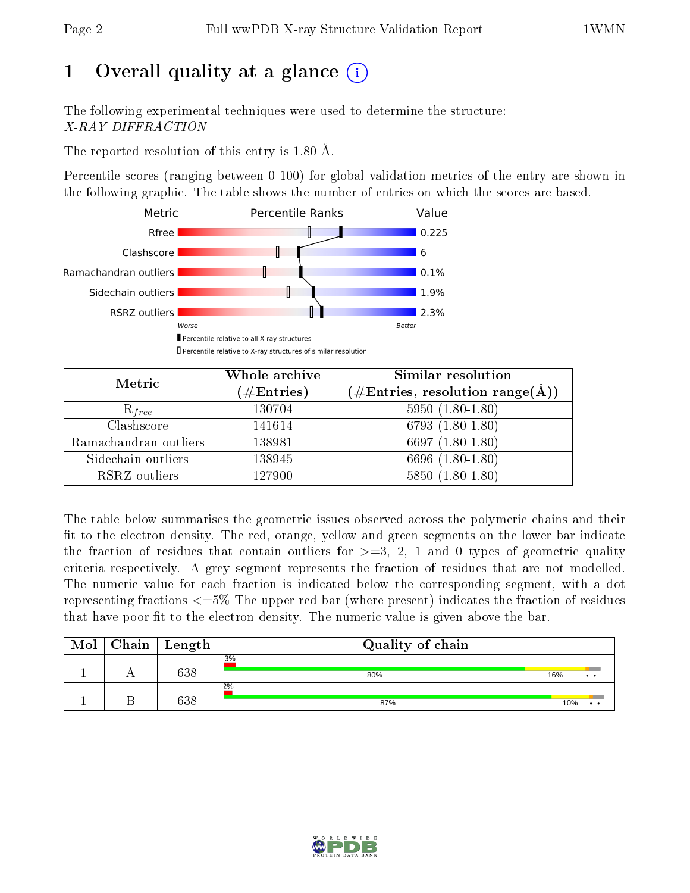# 1 Overall quality at a glance (i)

The following experimental techniques were used to determine the structure:
*X-RAY DIFFRACTION*

The reported resolution of this entry is 1.80 Å.

Percentile scores (ranging between 0-100) for global validation metrics of the entry are shown in the following graphic. The table shows the number of entries on which the scores are based.

| Metric | Value |
|---|---|
| Rfree | 0.225 |
| Clashscore | 6 |
| Ramachandran outliers | 0.1% |
| Sidechain outliers | 1.9% |
| RSRZ outliers | 2.3% |

Worse — Better

▮ Percentile relative to all X-ray structures
▯ Percentile relative to X-ray structures of similar resolution

| Metric | Whole archive (#Entries) | Similar resolution (#Entries, resolution range(Å)) |
|---|---|---|
| $R_{free}$ | 130704 | 5950 (1.80-1.80) |
| Clashscore | 141614 | 6793 (1.80-1.80) |
| Ramachandran outliers | 138981 | 6697 (1.80-1.80) |
| Sidechain outliers | 138945 | 6696 (1.80-1.80) |
| RSRZ outliers | 127900 | 5850 (1.80-1.80) |

The table below summarises the geometric issues observed across the polymeric chains and their fit to the electron density. The red, orange, yellow and green segments on the lower bar indicate the fraction of residues that contain outliers for >=3, 2, 1 and 0 types of geometric quality criteria respectively. A grey segment represents the fraction of residues that are not modelled. The numeric value for each fraction is indicated below the corresponding segment, with a dot representing fractions <=5% The upper red bar (where present) indicates the fraction of residues that have poor fit to the electron density. The numeric value is given above the bar.

| Mol | Chain | Length | Quality of chain |
|---|---|---|---|
| 1 | A | 638 | 3% / 80% / 16% / • • |
| 1 | B | 638 | 2% / 87% / 10% / • • |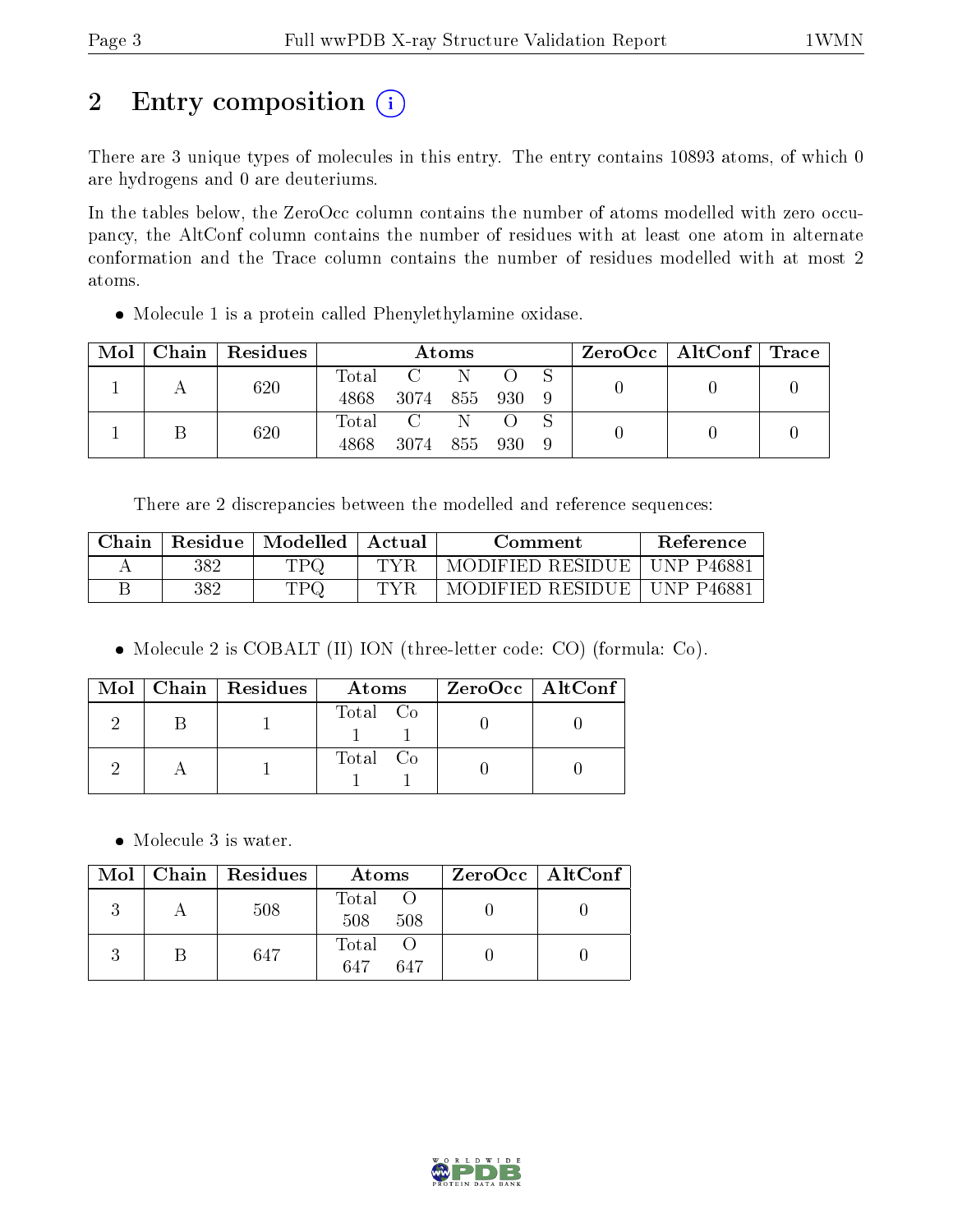# 2 Entry composition (i)

There are 3 unique types of molecules in this entry. The entry contains 10893 atoms, of which 0 are hydrogens and 0 are deuteriums.

In the tables below, the ZeroOcc column contains the number of atoms modelled with zero occupancy, the AltConf column contains the number of residues with at least one atom in alternate conformation and the Trace column contains the number of residues modelled with at most 2 atoms.

- Molecule 1 is a protein called Phenylethylamine oxidase.

| Mol | Chain | Residues | Atoms | | | | | ZeroOcc | AltConf | Trace |
|---|---|---|---|---|---|---|---|---|---|---|
| 1 | A | 620 | Total | C | N | O | S | 0 | 0 | 0 |
| | | | 4868 | 3074 | 855 | 930 | 9 | | | |
| 1 | B | 620 | Total | C | N | O | S | 0 | 0 | 0 |
| | | | 4868 | 3074 | 855 | 930 | 9 | | | |

There are 2 discrepancies between the modelled and reference sequences:

| Chain | Residue | Modelled | Actual | Comment | Reference |
|---|---|---|---|---|---|
| A | 382 | TPQ | TYR | MODIFIED RESIDUE | UNP P46881 |
| B | 382 | TPQ | TYR | MODIFIED RESIDUE | UNP P46881 |

- Molecule 2 is COBALT (II) ION (three-letter code: CO) (formula: Co).

| Mol | Chain | Residues | Atoms | | ZeroOcc | AltConf |
|---|---|---|---|---|---|---|
| 2 | B | 1 | Total | Co | 0 | 0 |
| | | | 1 | 1 | | |
| 2 | A | 1 | Total | Co | 0 | 0 |
| | | | 1 | 1 | | |

- Molecule 3 is water.

| Mol | Chain | Residues | Atoms | | ZeroOcc | AltConf |
|---|---|---|---|---|---|---|
| 3 | A | 508 | Total | O | 0 | 0 |
| | | | 508 | 508 | | |
| 3 | B | 647 | Total | O | 0 | 0 |
| | | | 647 | 647 | | |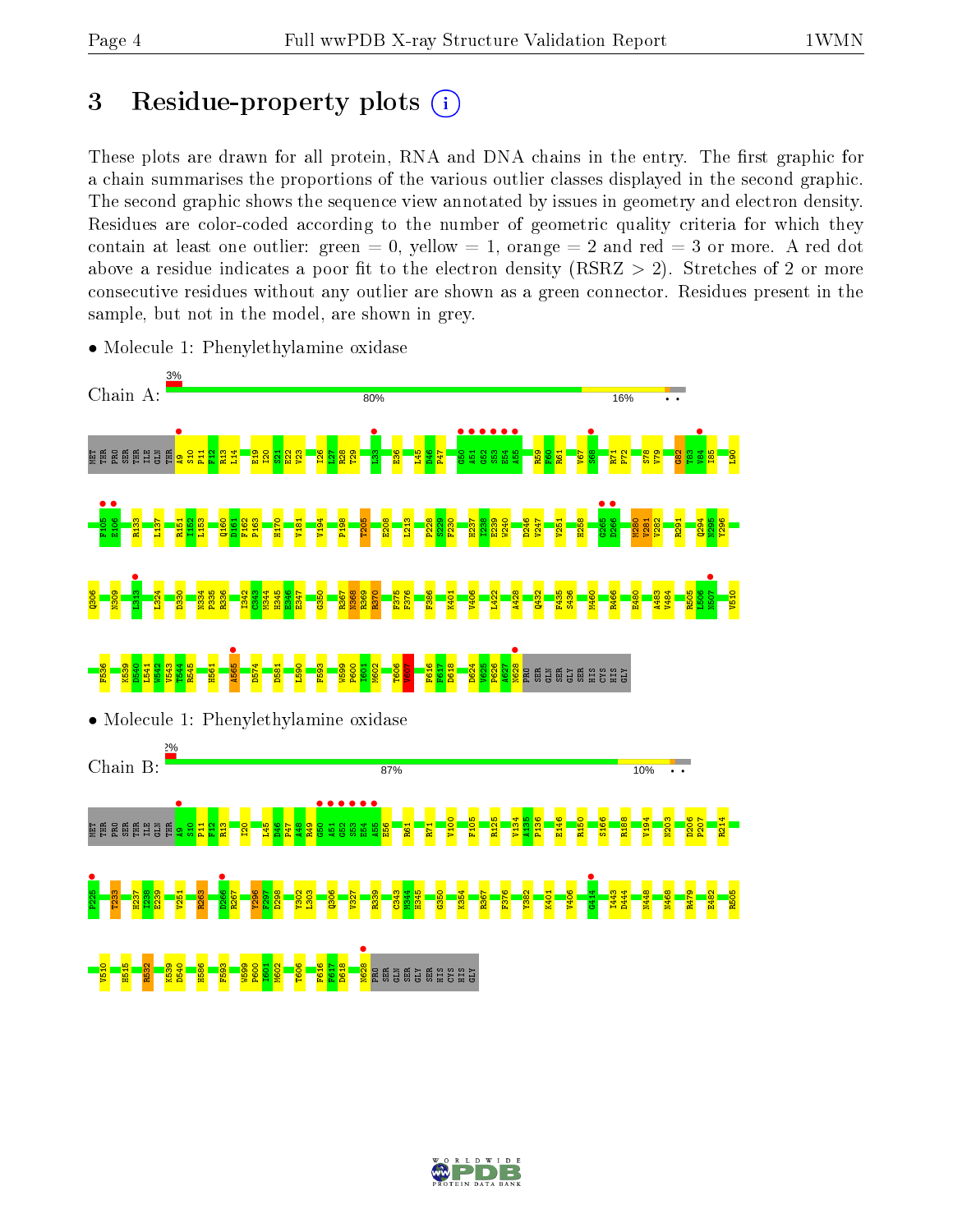# 3 Residue-property plots

These plots are drawn for all protein, RNA and DNA chains in the entry. The first graphic for a chain summarises the proportions of the various outlier classes displayed in the second graphic. The second graphic shows the sequence view annotated by issues in geometry and electron density. Residues are color-coded according to the number of geometric quality criteria for which they contain at least one outlier: green = 0, yellow = 1, orange = 2 and red = 3 or more. A red dot above a residue indicates a poor fit to the electron density (RSRZ > 2). Stretches of 2 or more consecutive residues without any outlier are shown as a green connector. Residues present in the sample, but not in the model, are shown in grey.

- Molecule 1: Phenylethylamine oxidase

Chain A: 3% | 80% | 16% | • •

- Molecule 1: Phenylethylamine oxidase

Chain B: 2% | 87% | 10% | • •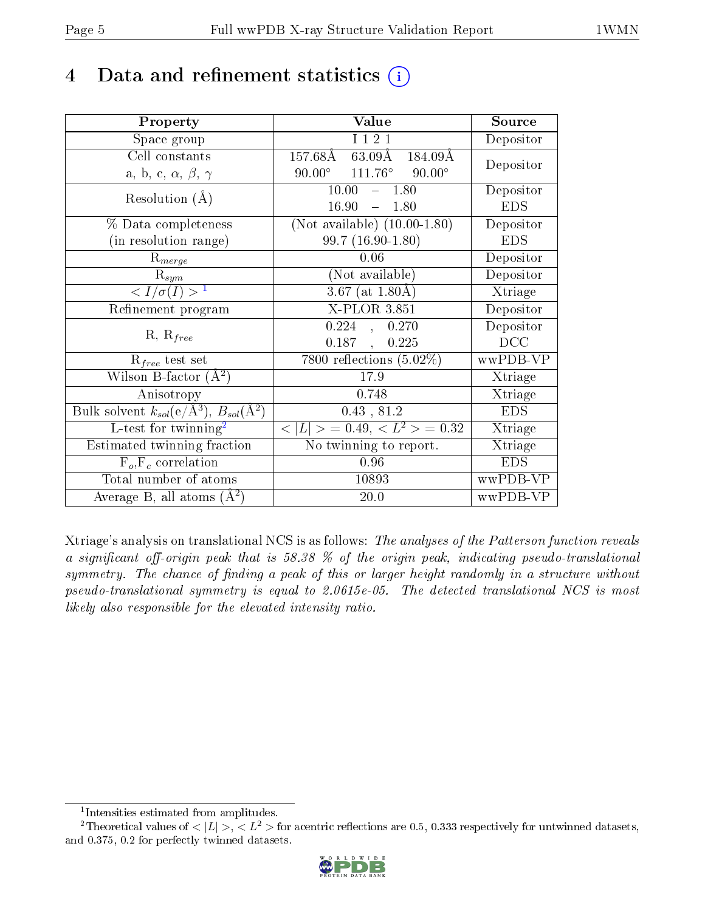# 4 Data and refinement statistics (i)

| Property | Value | Source |
|---|---|---|
| Space group | I 1 2 1 | Depositor |
| Cell constants<br>a, b, c, $\alpha$, $\beta$, $\gamma$ | 157.68Å 63.09Å 184.09Å<br>90.00° 111.76° 90.00° | Depositor |
| Resolution (Å) | 10.00 – 1.80<br>16.90 – 1.80 | Depositor<br>EDS |
| % Data completeness<br>(in resolution range) | (Not available) (10.00-1.80)<br>99.7 (16.90-1.80) | Depositor<br>EDS |
| $R_{merge}$ | 0.06 | Depositor |
| $R_{sym}$ | (Not available) | Depositor |
| $< I/\sigma(I) >$ [1] | 3.67 (at 1.80Å) | Xtriage |
| Refinement program | X-PLOR 3.851 | Depositor |
| R, $R_{free}$ | 0.224 , 0.270<br>0.187 , 0.225 | Depositor<br>DCC |
| $R_{free}$ test set | 7800 reflections (5.02%) | wwPDB-VP |
| Wilson B-factor (Å$^2$) | 17.9 | Xtriage |
| Anisotropy | 0.748 | Xtriage |
| Bulk solvent $k_{sol}$(e/Å$^3$), $B_{sol}$(Å$^2$) | 0.43 , 81.2 | EDS |
| L-test for twinning[2] | $< \|L\| >$ = 0.49, $< L^2 >$ = 0.32 | Xtriage |
| Estimated twinning fraction | No twinning to report. | Xtriage |
| $F_o$,$F_c$ correlation | 0.96 | EDS |
| Total number of atoms | 10893 | wwPDB-VP |
| Average B, all atoms (Å$^2$) | 20.0 | wwPDB-VP |

Xtriage's analysis on translational NCS is as follows: *The analyses of the Patterson function reveals a significant off-origin peak that is 58.38 % of the origin peak, indicating pseudo-translational symmetry. The chance of finding a peak of this or larger height randomly in a structure without pseudo-translational symmetry is equal to 2.0615e-05. The detected translational NCS is most likely also responsible for the elevated intensity ratio.*

[1] Intensities estimated from amplitudes.

[2] Theoretical values of $< |L| >$, $< L^2 >$ for acentric reflections are 0.5, 0.333 respectively for untwinned datasets, and 0.375, 0.2 for perfectly twinned datasets.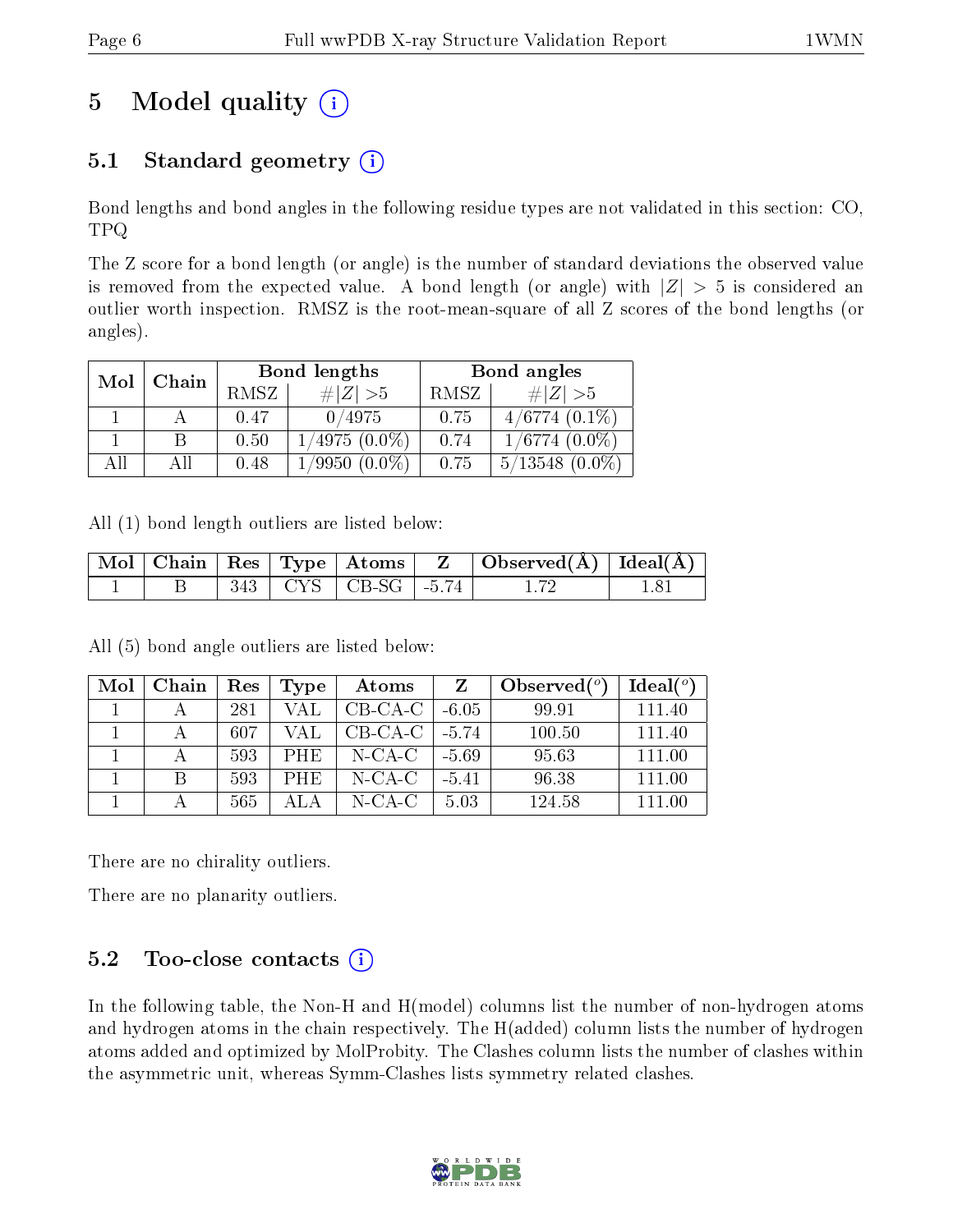# 5 Model quality

## 5.1 Standard geometry

Bond lengths and bond angles in the following residue types are not validated in this section: CO, TPQ

The Z score for a bond length (or angle) is the number of standard deviations the observed value is removed from the expected value. A bond length (or angle) with $|Z| > 5$ is considered an outlier worth inspection. RMSZ is the root-mean-square of all Z scores of the bond lengths (or angles).

| Mol | Chain | Bond lengths | | Bond angles | |
|---|---|---|---|---|---|
| | | RMSZ | $\#|Z| > 5$ | RMSZ | $\#|Z| > 5$ |
| 1 | A | 0.47 | 0/4975 | 0.75 | 4/6774 (0.1%) |
| 1 | B | 0.50 | 1/4975 (0.0%) | 0.74 | 1/6774 (0.0%) |
| All | All | 0.48 | 1/9950 (0.0%) | 0.75 | 5/13548 (0.0%) |

All (1) bond length outliers are listed below:

| Mol | Chain | Res | Type | Atoms | Z | Observed(Å) | Ideal(Å) |
|---|---|---|---|---|---|---|---|
| 1 | B | 343 | CYS | CB-SG | -5.74 | 1.72 | 1.81 |

All (5) bond angle outliers are listed below:

| Mol | Chain | Res | Type | Atoms | Z | Observed($^o$) | Ideal($^o$) |
|---|---|---|---|---|---|---|---|
| 1 | A | 281 | VAL | CB-CA-C | -6.05 | 99.91 | 111.40 |
| 1 | A | 607 | VAL | CB-CA-C | -5.74 | 100.50 | 111.40 |
| 1 | A | 593 | PHE | N-CA-C | -5.69 | 95.63 | 111.00 |
| 1 | B | 593 | PHE | N-CA-C | -5.41 | 96.38 | 111.00 |
| 1 | A | 565 | ALA | N-CA-C | 5.03 | 124.58 | 111.00 |

There are no chirality outliers.

There are no planarity outliers.

## 5.2 Too-close contacts

In the following table, the Non-H and H(model) columns list the number of non-hydrogen atoms and hydrogen atoms in the chain respectively. The H(added) column lists the number of hydrogen atoms added and optimized by MolProbity. The Clashes column lists the number of clashes within the asymmetric unit, whereas Symm-Clashes lists symmetry related clashes.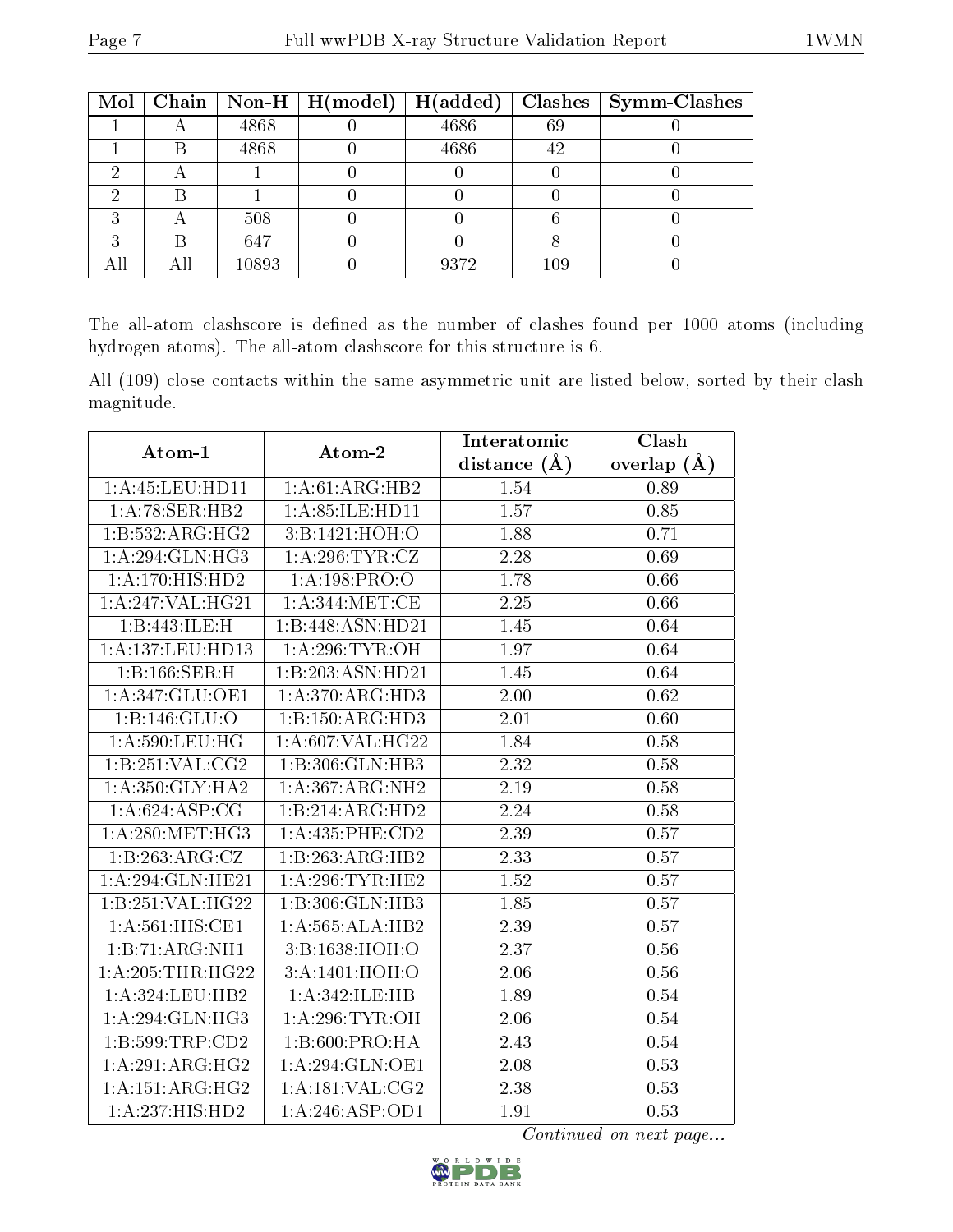| Mol | Chain | Non-H | H(model) | H(added) | Clashes | Symm-Clashes |
|---|---|---|---|---|---|---|
| 1 | A | 4868 | 0 | 4686 | 69 | 0 |
| 1 | B | 4868 | 0 | 4686 | 42 | 0 |
| 2 | A | 1 | 0 | 0 | 0 | 0 |
| 2 | B | 1 | 0 | 0 | 0 | 0 |
| 3 | A | 508 | 0 | 0 | 6 | 0 |
| 3 | B | 647 | 0 | 0 | 8 | 0 |
| All | All | 10893 | 0 | 9372 | 109 | 0 |

The all-atom clashscore is defined as the number of clashes found per 1000 atoms (including hydrogen atoms). The all-atom clashscore for this structure is 6.

All (109) close contacts within the same asymmetric unit are listed below, sorted by their clash magnitude.

| Atom-1 | Atom-2 | Interatomic distance (Å) | Clash overlap (Å) |
|---|---|---|---|
| 1:A:45:LEU:HD11 | 1:A:61:ARG:HB2 | 1.54 | 0.89 |
| 1:A:78:SER:HB2 | 1:A:85:ILE:HD11 | 1.57 | 0.85 |
| 1:B:532:ARG:HG2 | 3:B:1421:HOH:O | 1.88 | 0.71 |
| 1:A:294:GLN:HG3 | 1:A:296:TYR:CZ | 2.28 | 0.69 |
| 1:A:170:HIS:HD2 | 1:A:198:PRO:O | 1.78 | 0.66 |
| 1:A:247:VAL:HG21 | 1:A:344:MET:CE | 2.25 | 0.66 |
| 1:B:443:ILE:H | 1:B:448:ASN:HD21 | 1.45 | 0.64 |
| 1:A:137:LEU:HD13 | 1:A:296:TYR:OH | 1.97 | 0.64 |
| 1:B:166:SER:H | 1:B:203:ASN:HD21 | 1.45 | 0.64 |
| 1:A:347:GLU:OE1 | 1:A:370:ARG:HD3 | 2.00 | 0.62 |
| 1:B:146:GLU:O | 1:B:150:ARG:HD3 | 2.01 | 0.60 |
| 1:A:590:LEU:HG | 1:A:607:VAL:HG22 | 1.84 | 0.58 |
| 1:B:251:VAL:CG2 | 1:B:306:GLN:HB3 | 2.32 | 0.58 |
| 1:A:350:GLY:HA2 | 1:A:367:ARG:NH2 | 2.19 | 0.58 |
| 1:A:624:ASP:CG | 1:B:214:ARG:HD2 | 2.24 | 0.58 |
| 1:A:280:MET:HG3 | 1:A:435:PHE:CD2 | 2.39 | 0.57 |
| 1:B:263:ARG:CZ | 1:B:263:ARG:HB2 | 2.33 | 0.57 |
| 1:A:294:GLN:HE21 | 1:A:296:TYR:HE2 | 1.52 | 0.57 |
| 1:B:251:VAL:HG22 | 1:B:306:GLN:HB3 | 1.85 | 0.57 |
| 1:A:561:HIS:CE1 | 1:A:565:ALA:HB2 | 2.39 | 0.57 |
| 1:B:71:ARG:NH1 | 3:B:1638:HOH:O | 2.37 | 0.56 |
| 1:A:205:THR:HG22 | 3:A:1401:HOH:O | 2.06 | 0.56 |
| 1:A:324:LEU:HB2 | 1:A:342:ILE:HB | 1.89 | 0.54 |
| 1:A:294:GLN:HG3 | 1:A:296:TYR:OH | 2.06 | 0.54 |
| 1:B:599:TRP:CD2 | 1:B:600:PRO:HA | 2.43 | 0.54 |
| 1:A:291:ARG:HG2 | 1:A:294:GLN:OE1 | 2.08 | 0.53 |
| 1:A:151:ARG:HG2 | 1:A:181:VAL:CG2 | 2.38 | 0.53 |
| 1:A:237:HIS:HD2 | 1:A:246:ASP:OD1 | 1.91 | 0.53 |

*Continued on next page...*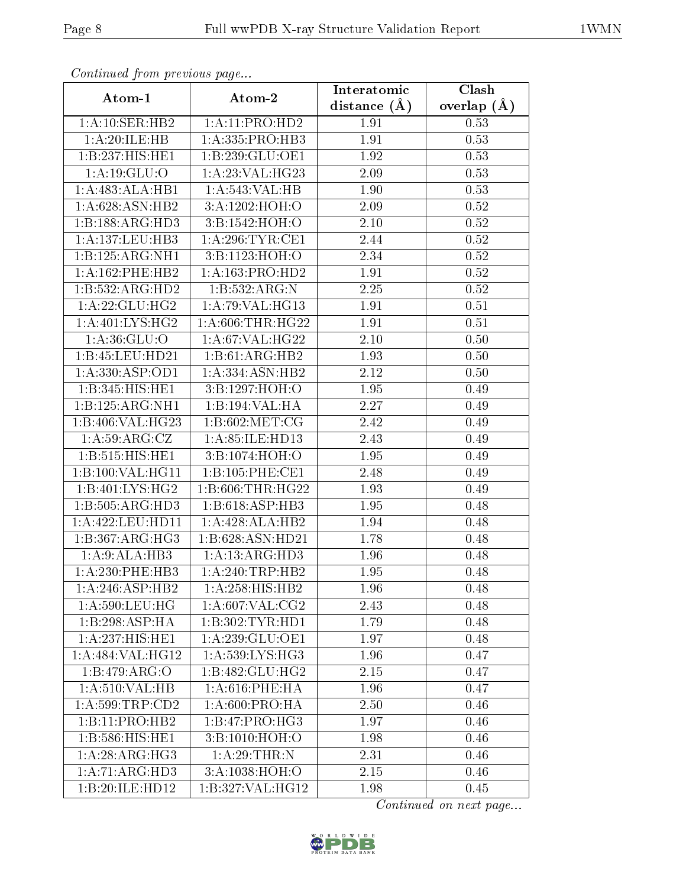*Continued from previous page...*

| Atom-1 | Atom-2 | Interatomic distance (Å) | Clash overlap (Å) |
|---|---|---|---|
| 1:A:10:SER:HB2 | 1:A:11:PRO:HD2 | 1.91 | 0.53 |
| 1:A:20:ILE:HB | 1:A:335:PRO:HB3 | 1.91 | 0.53 |
| 1:B:237:HIS:HE1 | 1:B:239:GLU:OE1 | 1.92 | 0.53 |
| 1:A:19:GLU:O | 1:A:23:VAL:HG23 | 2.09 | 0.53 |
| 1:A:483:ALA:HB1 | 1:A:543:VAL:HB | 1.90 | 0.53 |
| 1:A:628:ASN:HB2 | 3:A:1202:HOH:O | 2.09 | 0.52 |
| 1:B:188:ARG:HD3 | 3:B:1542:HOH:O | 2.10 | 0.52 |
| 1:A:137:LEU:HB3 | 1:A:296:TYR:CE1 | 2.44 | 0.52 |
| 1:B:125:ARG:NH1 | 3:B:1123:HOH:O | 2.34 | 0.52 |
| 1:A:162:PHE:HB2 | 1:A:163:PRO:HD2 | 1.91 | 0.52 |
| 1:B:532:ARG:HD2 | 1:B:532:ARG:N | 2.25 | 0.52 |
| 1:A:22:GLU:HG2 | 1:A:79:VAL:HG13 | 1.91 | 0.51 |
| 1:A:401:LYS:HG2 | 1:A:606:THR:HG22 | 1.91 | 0.51 |
| 1:A:36:GLU:O | 1:A:67:VAL:HG22 | 2.10 | 0.50 |
| 1:B:45:LEU:HD21 | 1:B:61:ARG:HB2 | 1.93 | 0.50 |
| 1:A:330:ASP:OD1 | 1:A:334:ASN:HB2 | 2.12 | 0.50 |
| 1:B:345:HIS:HE1 | 3:B:1297:HOH:O | 1.95 | 0.49 |
| 1:B:125:ARG:NH1 | 1:B:194:VAL:HA | 2.27 | 0.49 |
| 1:B:406:VAL:HG23 | 1:B:602:MET:CG | 2.42 | 0.49 |
| 1:A:59:ARG:CZ | 1:A:85:ILE:HD13 | 2.43 | 0.49 |
| 1:B:515:HIS:HE1 | 3:B:1074:HOH:O | 1.95 | 0.49 |
| 1:B:100:VAL:HG11 | 1:B:105:PHE:CE1 | 2.48 | 0.49 |
| 1:B:401:LYS:HG2 | 1:B:606:THR:HG22 | 1.93 | 0.49 |
| 1:B:505:ARG:HD3 | 1:B:618:ASP:HB3 | 1.95 | 0.48 |
| 1:A:422:LEU:HD11 | 1:A:428:ALA:HB2 | 1.94 | 0.48 |
| 1:B:367:ARG:HG3 | 1:B:628:ASN:HD21 | 1.78 | 0.48 |
| 1:A:9:ALA:HB3 | 1:A:13:ARG:HD3 | 1.96 | 0.48 |
| 1:A:230:PHE:HB3 | 1:A:240:TRP:HB2 | 1.95 | 0.48 |
| 1:A:246:ASP:HB2 | 1:A:258:HIS:HB2 | 1.96 | 0.48 |
| 1:A:590:LEU:HG | 1:A:607:VAL:CG2 | 2.43 | 0.48 |
| 1:B:298:ASP:HA | 1:B:302:TYR:HD1 | 1.79 | 0.48 |
| 1:A:237:HIS:HE1 | 1:A:239:GLU:OE1 | 1.97 | 0.48 |
| 1:A:484:VAL:HG12 | 1:A:539:LYS:HG3 | 1.96 | 0.47 |
| 1:B:479:ARG:O | 1:B:482:GLU:HG2 | 2.15 | 0.47 |
| 1:A:510:VAL:HB | 1:A:616:PHE:HA | 1.96 | 0.47 |
| 1:A:599:TRP:CD2 | 1:A:600:PRO:HA | 2.50 | 0.46 |
| 1:B:11:PRO:HB2 | 1:B:47:PRO:HG3 | 1.97 | 0.46 |
| 1:B:586:HIS:HE1 | 3:B:1010:HOH:O | 1.98 | 0.46 |
| 1:A:28:ARG:HG3 | 1:A:29:THR:N | 2.31 | 0.46 |
| 1:A:71:ARG:HD3 | 3:A:1038:HOH:O | 2.15 | 0.46 |
| 1:B:20:ILE:HD12 | 1:B:327:VAL:HG12 | 1.98 | 0.45 |

*Continued on next page...*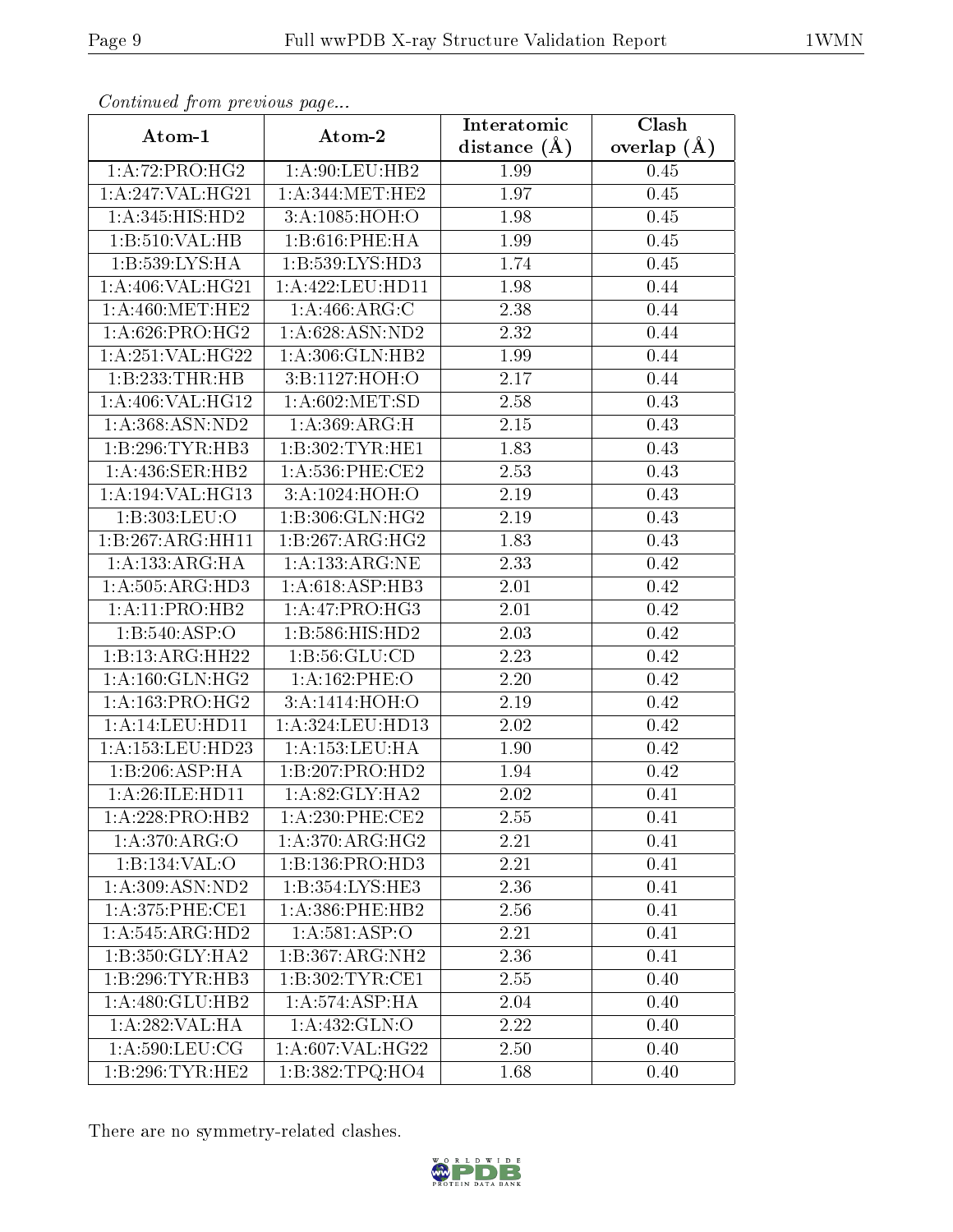*Continued from previous page...*

| Atom-1 | Atom-2 | Interatomic distance (Å) | Clash overlap (Å) |
|---|---|---|---|
| 1:A:72:PRO:HG2 | 1:A:90:LEU:HB2 | 1.99 | 0.45 |
| 1:A:247:VAL:HG21 | 1:A:344:MET:HE2 | 1.97 | 0.45 |
| 1:A:345:HIS:HD2 | 3:A:1085:HOH:O | 1.98 | 0.45 |
| 1:B:510:VAL:HB | 1:B:616:PHE:HA | 1.99 | 0.45 |
| 1:B:539:LYS:HA | 1:B:539:LYS:HD3 | 1.74 | 0.45 |
| 1:A:406:VAL:HG21 | 1:A:422:LEU:HD11 | 1.98 | 0.44 |
| 1:A:460:MET:HE2 | 1:A:466:ARG:C | 2.38 | 0.44 |
| 1:A:626:PRO:HG2 | 1:A:628:ASN:ND2 | 2.32 | 0.44 |
| 1:A:251:VAL:HG22 | 1:A:306:GLN:HB2 | 1.99 | 0.44 |
| 1:B:233:THR:HB | 3:B:1127:HOH:O | 2.17 | 0.44 |
| 1:A:406:VAL:HG12 | 1:A:602:MET:SD | 2.58 | 0.43 |
| 1:A:368:ASN:ND2 | 1:A:369:ARG:H | 2.15 | 0.43 |
| 1:B:296:TYR:HB3 | 1:B:302:TYR:HE1 | 1.83 | 0.43 |
| 1:A:436:SER:HB2 | 1:A:536:PHE:CE2 | 2.53 | 0.43 |
| 1:A:194:VAL:HG13 | 3:A:1024:HOH:O | 2.19 | 0.43 |
| 1:B:303:LEU:O | 1:B:306:GLN:HG2 | 2.19 | 0.43 |
| 1:B:267:ARG:HH11 | 1:B:267:ARG:HG2 | 1.83 | 0.43 |
| 1:A:133:ARG:HA | 1:A:133:ARG:NE | 2.33 | 0.42 |
| 1:A:505:ARG:HD3 | 1:A:618:ASP:HB3 | 2.01 | 0.42 |
| 1:A:11:PRO:HB2 | 1:A:47:PRO:HG3 | 2.01 | 0.42 |
| 1:B:540:ASP:O | 1:B:586:HIS:HD2 | 2.03 | 0.42 |
| 1:B:13:ARG:HH22 | 1:B:56:GLU:CD | 2.23 | 0.42 |
| 1:A:160:GLN:HG2 | 1:A:162:PHE:O | 2.20 | 0.42 |
| 1:A:163:PRO:HG2 | 3:A:1414:HOH:O | 2.19 | 0.42 |
| 1:A:14:LEU:HD11 | 1:A:324:LEU:HD13 | 2.02 | 0.42 |
| 1:A:153:LEU:HD23 | 1:A:153:LEU:HA | 1.90 | 0.42 |
| 1:B:206:ASP:HA | 1:B:207:PRO:HD2 | 1.94 | 0.42 |
| 1:A:26:ILE:HD11 | 1:A:82:GLY:HA2 | 2.02 | 0.41 |
| 1:A:228:PRO:HB2 | 1:A:230:PHE:CE2 | 2.55 | 0.41 |
| 1:A:370:ARG:O | 1:A:370:ARG:HG2 | 2.21 | 0.41 |
| 1:B:134:VAL:O | 1:B:136:PRO:HD3 | 2.21 | 0.41 |
| 1:A:309:ASN:ND2 | 1:B:354:LYS:HE3 | 2.36 | 0.41 |
| 1:A:375:PHE:CE1 | 1:A:386:PHE:HB2 | 2.56 | 0.41 |
| 1:A:545:ARG:HD2 | 1:A:581:ASP:O | 2.21 | 0.41 |
| 1:B:350:GLY:HA2 | 1:B:367:ARG:NH2 | 2.36 | 0.41 |
| 1:B:296:TYR:HB3 | 1:B:302:TYR:CE1 | 2.55 | 0.40 |
| 1:A:480:GLU:HB2 | 1:A:574:ASP:HA | 2.04 | 0.40 |
| 1:A:282:VAL:HA | 1:A:432:GLN:O | 2.22 | 0.40 |
| 1:A:590:LEU:CG | 1:A:607:VAL:HG22 | 2.50 | 0.40 |
| 1:B:296:TYR:HE2 | 1:B:382:TPQ:HO4 | 1.68 | 0.40 |

There are no symmetry-related clashes.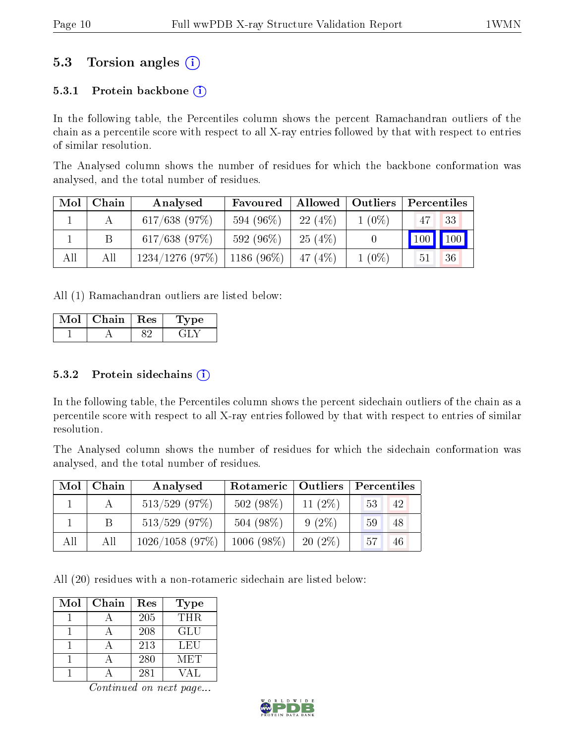## 5.3 Torsion angles (i)

### 5.3.1 Protein backbone (i)

In the following table, the Percentiles column shows the percent Ramachandran outliers of the chain as a percentile score with respect to all X-ray entries followed by that with respect to entries of similar resolution.

The Analysed column shows the number of residues for which the backbone conformation was analysed, and the total number of residues.

| Mol | Chain | Analysed | Favoured | Allowed | Outliers | Percentiles | |
|---|---|---|---|---|---|---|---|
| 1 | A | 617/638 (97%) | 594 (96%) | 22 (4%) | 1 (0%) | 47 | 33 |
| 1 | B | 617/638 (97%) | 592 (96%) | 25 (4%) | 0 | 100 | 100 |
| All | All | 1234/1276 (97%) | 1186 (96%) | 47 (4%) | 1 (0%) | 51 | 36 |

All (1) Ramachandran outliers are listed below:

| Mol | Chain | Res | Type |
|---|---|---|---|
| 1 | A | 82 | GLY |

### 5.3.2 Protein sidechains (i)

In the following table, the Percentiles column shows the percent sidechain outliers of the chain as a percentile score with respect to all X-ray entries followed by that with respect to entries of similar resolution.

The Analysed column shows the number of residues for which the sidechain conformation was analysed, and the total number of residues.

| Mol | Chain | Analysed | Rotameric | Outliers | Percentiles | |
|---|---|---|---|---|---|---|
| 1 | A | 513/529 (97%) | 502 (98%) | 11 (2%) | 53 | 42 |
| 1 | B | 513/529 (97%) | 504 (98%) | 9 (2%) | 59 | 48 |
| All | All | 1026/1058 (97%) | 1006 (98%) | 20 (2%) | 57 | 46 |

All (20) residues with a non-rotameric sidechain are listed below:

| Mol | Chain | Res | Type |
|---|---|---|---|
| 1 | A | 205 | THR |
| 1 | A | 208 | GLU |
| 1 | A | 213 | LEU |
| 1 | A | 280 | MET |
| 1 | A | 281 | VAL |

*Continued on next page...*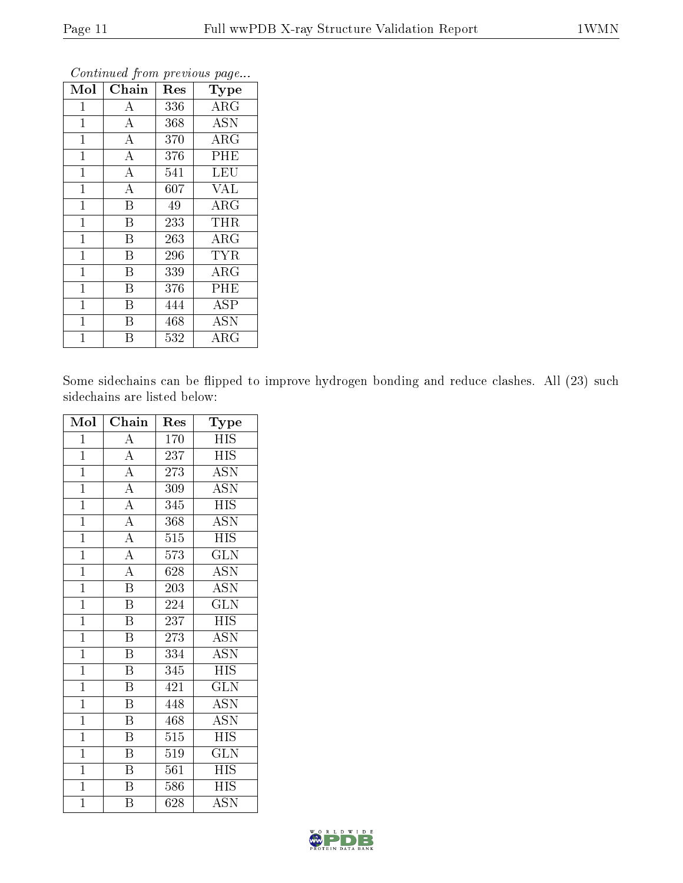*Continued from previous page...*

| Mol | Chain | Res | Type |
|---|---|---|---|
| 1 | A | 336 | ARG |
| 1 | A | 368 | ASN |
| 1 | A | 370 | ARG |
| 1 | A | 376 | PHE |
| 1 | A | 541 | LEU |
| 1 | A | 607 | VAL |
| 1 | B | 49 | ARG |
| 1 | B | 233 | THR |
| 1 | B | 263 | ARG |
| 1 | B | 296 | TYR |
| 1 | B | 339 | ARG |
| 1 | B | 376 | PHE |
| 1 | B | 444 | ASP |
| 1 | B | 468 | ASN |
| 1 | B | 532 | ARG |

Some sidechains can be flipped to improve hydrogen bonding and reduce clashes. All (23) such sidechains are listed below:

| Mol | Chain | Res | Type |
|---|---|---|---|
| 1 | A | 170 | HIS |
| 1 | A | 237 | HIS |
| 1 | A | 273 | ASN |
| 1 | A | 309 | ASN |
| 1 | A | 345 | HIS |
| 1 | A | 368 | ASN |
| 1 | A | 515 | HIS |
| 1 | A | 573 | GLN |
| 1 | A | 628 | ASN |
| 1 | B | 203 | ASN |
| 1 | B | 224 | GLN |
| 1 | B | 237 | HIS |
| 1 | B | 273 | ASN |
| 1 | B | 334 | ASN |
| 1 | B | 345 | HIS |
| 1 | B | 421 | GLN |
| 1 | B | 448 | ASN |
| 1 | B | 468 | ASN |
| 1 | B | 515 | HIS |
| 1 | B | 519 | GLN |
| 1 | B | 561 | HIS |
| 1 | B | 586 | HIS |
| 1 | B | 628 | ASN |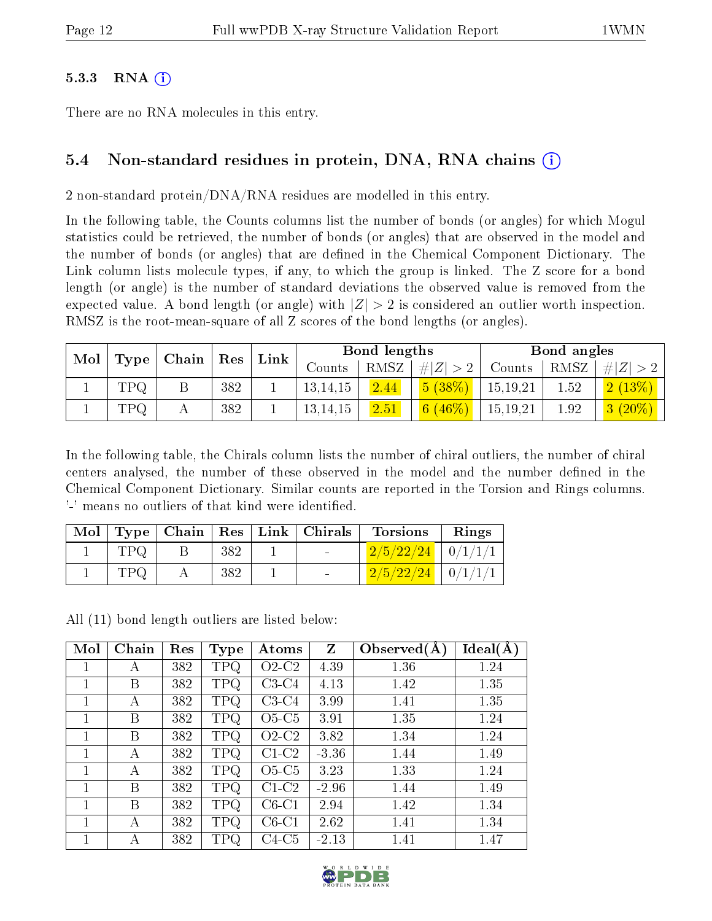### 5.3.3 RNA

There are no RNA molecules in this entry.

## 5.4 Non-standard residues in protein, DNA, RNA chains

2 non-standard protein/DNA/RNA residues are modelled in this entry.

In the following table, the Counts columns list the number of bonds (or angles) for which Mogul statistics could be retrieved, the number of bonds (or angles) that are observed in the model and the number of bonds (or angles) that are defined in the Chemical Component Dictionary. The Link column lists molecule types, if any, to which the group is linked. The Z score for a bond length (or angle) is the number of standard deviations the observed value is removed from the expected value. A bond length (or angle) with $|Z| > 2$ is considered an outlier worth inspection. RMSZ is the root-mean-square of all Z scores of the bond lengths (or angles).

| Mol | Type | Chain | Res | Link | Bond lengths | | | Bond angles | | |
|---|---|---|---|---|---|---|---|---|---|---|
| | | | | | Counts | RMSZ | $\#\|Z\|>2$ | Counts | RMSZ | $\#\|Z\|>2$ |
| 1 | TPQ | B | 382 | 1 | 13,14,15 | 2.44 | 5 (38%) | 15,19,21 | 1.52 | 2 (13%) |
| 1 | TPQ | A | 382 | 1 | 13,14,15 | 2.51 | 6 (46%) | 15,19,21 | 1.92 | 3 (20%) |

In the following table, the Chirals column lists the number of chiral outliers, the number of chiral centers analysed, the number of these observed in the model and the number defined in the Chemical Component Dictionary. Similar counts are reported in the Torsion and Rings columns. '-' means no outliers of that kind were identified.

| Mol | Type | Chain | Res | Link | Chirals | Torsions | Rings |
|---|---|---|---|---|---|---|---|
| 1 | TPQ | B | 382 | 1 | - | 2/5/22/24 | 0/1/1/1 |
| 1 | TPQ | A | 382 | 1 | - | 2/5/22/24 | 0/1/1/1 |

All (11) bond length outliers are listed below:

| Mol | Chain | Res | Type | Atoms | Z | Observed(Å) | Ideal(Å) |
|---|---|---|---|---|---|---|---|
| 1 | A | 382 | TPQ | O2-C2 | 4.39 | 1.36 | 1.24 |
| 1 | B | 382 | TPQ | C3-C4 | 4.13 | 1.42 | 1.35 |
| 1 | A | 382 | TPQ | C3-C4 | 3.99 | 1.41 | 1.35 |
| 1 | B | 382 | TPQ | O5-C5 | 3.91 | 1.35 | 1.24 |
| 1 | B | 382 | TPQ | O2-C2 | 3.82 | 1.34 | 1.24 |
| 1 | A | 382 | TPQ | C1-C2 | -3.36 | 1.44 | 1.49 |
| 1 | A | 382 | TPQ | O5-C5 | 3.23 | 1.33 | 1.24 |
| 1 | B | 382 | TPQ | C1-C2 | -2.96 | 1.44 | 1.49 |
| 1 | B | 382 | TPQ | C6-C1 | 2.94 | 1.42 | 1.34 |
| 1 | A | 382 | TPQ | C6-C1 | 2.62 | 1.41 | 1.34 |
| 1 | A | 382 | TPQ | C4-C5 | -2.13 | 1.41 | 1.47 |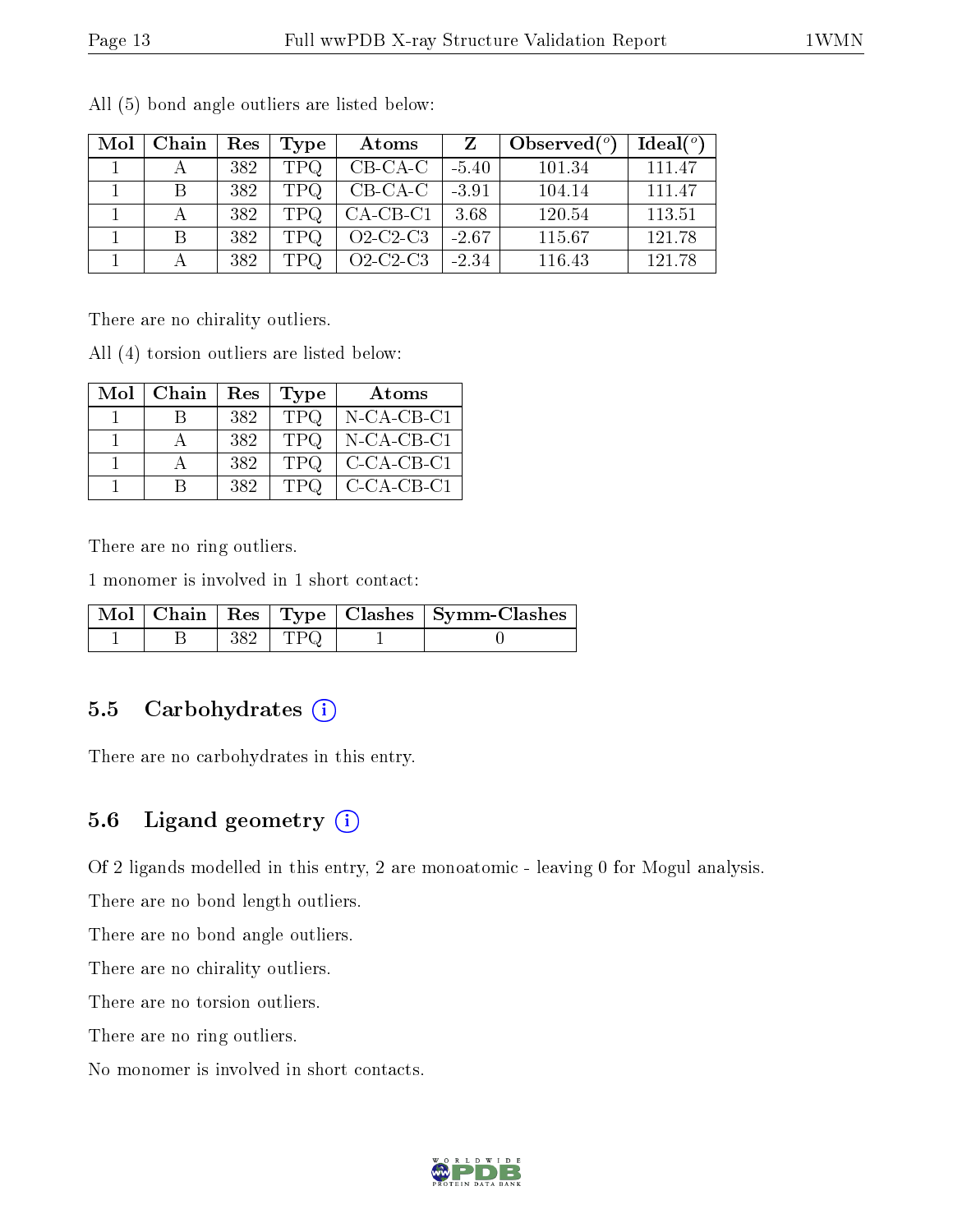All (5) bond angle outliers are listed below:

| Mol | Chain | Res | Type | Atoms | Z | Observed(°) | Ideal(°) |
| --- | --- | --- | --- | --- | --- | --- | --- |
| 1 | A | 382 | TPQ | CB-CA-C | -5.40 | 101.34 | 111.47 |
| 1 | B | 382 | TPQ | CB-CA-C | -3.91 | 104.14 | 111.47 |
| 1 | A | 382 | TPQ | CA-CB-C1 | 3.68 | 120.54 | 113.51 |
| 1 | B | 382 | TPQ | O2-C2-C3 | -2.67 | 115.67 | 121.78 |
| 1 | A | 382 | TPQ | O2-C2-C3 | -2.34 | 116.43 | 121.78 |

There are no chirality outliers.

All (4) torsion outliers are listed below:

| Mol | Chain | Res | Type | Atoms |
| --- | --- | --- | --- | --- |
| 1 | B | 382 | TPQ | N-CA-CB-C1 |
| 1 | A | 382 | TPQ | N-CA-CB-C1 |
| 1 | A | 382 | TPQ | C-CA-CB-C1 |
| 1 | B | 382 | TPQ | C-CA-CB-C1 |

There are no ring outliers.

1 monomer is involved in 1 short contact:

| Mol | Chain | Res | Type | Clashes | Symm-Clashes |
| --- | --- | --- | --- | --- | --- |
| 1 | B | 382 | TPQ | 1 | 0 |

## 5.5 Carbohydrates

There are no carbohydrates in this entry.

## 5.6 Ligand geometry

Of 2 ligands modelled in this entry, 2 are monoatomic - leaving 0 for Mogul analysis.

There are no bond length outliers.

There are no bond angle outliers.

There are no chirality outliers.

There are no torsion outliers.

There are no ring outliers.

No monomer is involved in short contacts.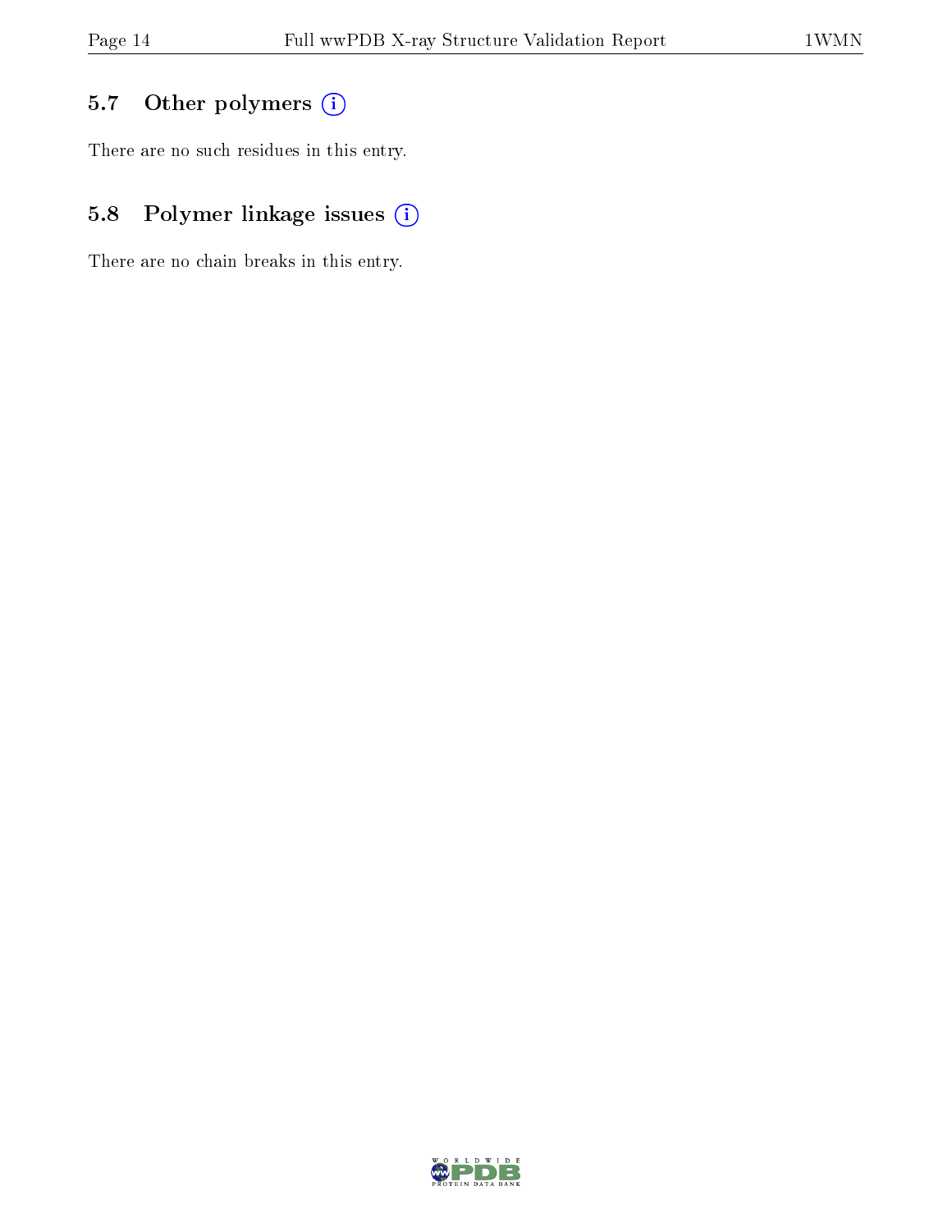### 5.7 Other polymers

There are no such residues in this entry.

### 5.8 Polymer linkage issues

There are no chain breaks in this entry.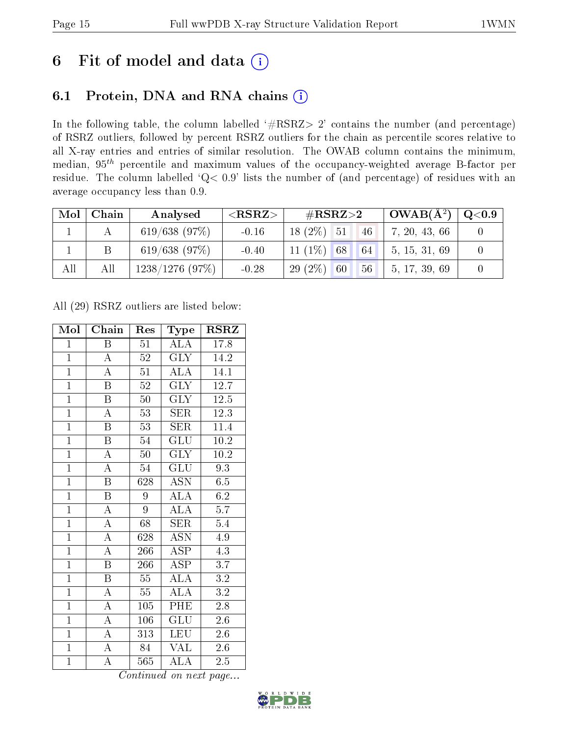# 6 Fit of model and data (i)

## 6.1 Protein, DNA and RNA chains (i)

In the following table, the column labelled '#RSRZ> 2' contains the number (and percentage) of RSRZ outliers, followed by percent RSRZ outliers for the chain as percentile scores relative to all X-ray entries and entries of similar resolution. The OWAB column contains the minimum, median, $95^{th}$ percentile and maximum values of the occupancy-weighted average B-factor per residue. The column labelled 'Q< 0.9' lists the number of (and percentage) of residues with an average occupancy less than 0.9.

| Mol | Chain | Analysed | <RSRZ> | #RSRZ>2 | | | OWAB(Å$^2$) | Q<0.9 |
|---|---|---|---|---|---|---|---|---|
| 1 | A | 619/638 (97%) | -0.16 | 18 (2%) | 51 | 46 | 7, 20, 43, 66 | 0 |
| 1 | B | 619/638 (97%) | -0.40 | 11 (1%) | 68 | 64 | 5, 15, 31, 69 | 0 |
| All | All | 1238/1276 (97%) | -0.28 | 29 (2%) | 60 | 56 | 5, 17, 39, 69 | 0 |

All (29) RSRZ outliers are listed below:

| Mol | Chain | Res | Type | RSRZ |
|---|---|---|---|---|
| 1 | B | 51 | ALA | 17.8 |
| 1 | A | 52 | GLY | 14.2 |
| 1 | A | 51 | ALA | 14.1 |
| 1 | B | 52 | GLY | 12.7 |
| 1 | B | 50 | GLY | 12.5 |
| 1 | A | 53 | SER | 12.3 |
| 1 | B | 53 | SER | 11.4 |
| 1 | B | 54 | GLU | 10.2 |
| 1 | A | 50 | GLY | 10.2 |
| 1 | A | 54 | GLU | 9.3 |
| 1 | B | 628 | ASN | 6.5 |
| 1 | B | 9 | ALA | 6.2 |
| 1 | A | 9 | ALA | 5.7 |
| 1 | A | 68 | SER | 5.4 |
| 1 | A | 628 | ASN | 4.9 |
| 1 | A | 266 | ASP | 4.3 |
| 1 | B | 266 | ASP | 3.7 |
| 1 | B | 55 | ALA | 3.2 |
| 1 | A | 55 | ALA | 3.2 |
| 1 | A | 105 | PHE | 2.8 |
| 1 | A | 106 | GLU | 2.6 |
| 1 | A | 313 | LEU | 2.6 |
| 1 | A | 84 | VAL | 2.6 |
| 1 | A | 565 | ALA | 2.5 |

*Continued on next page...*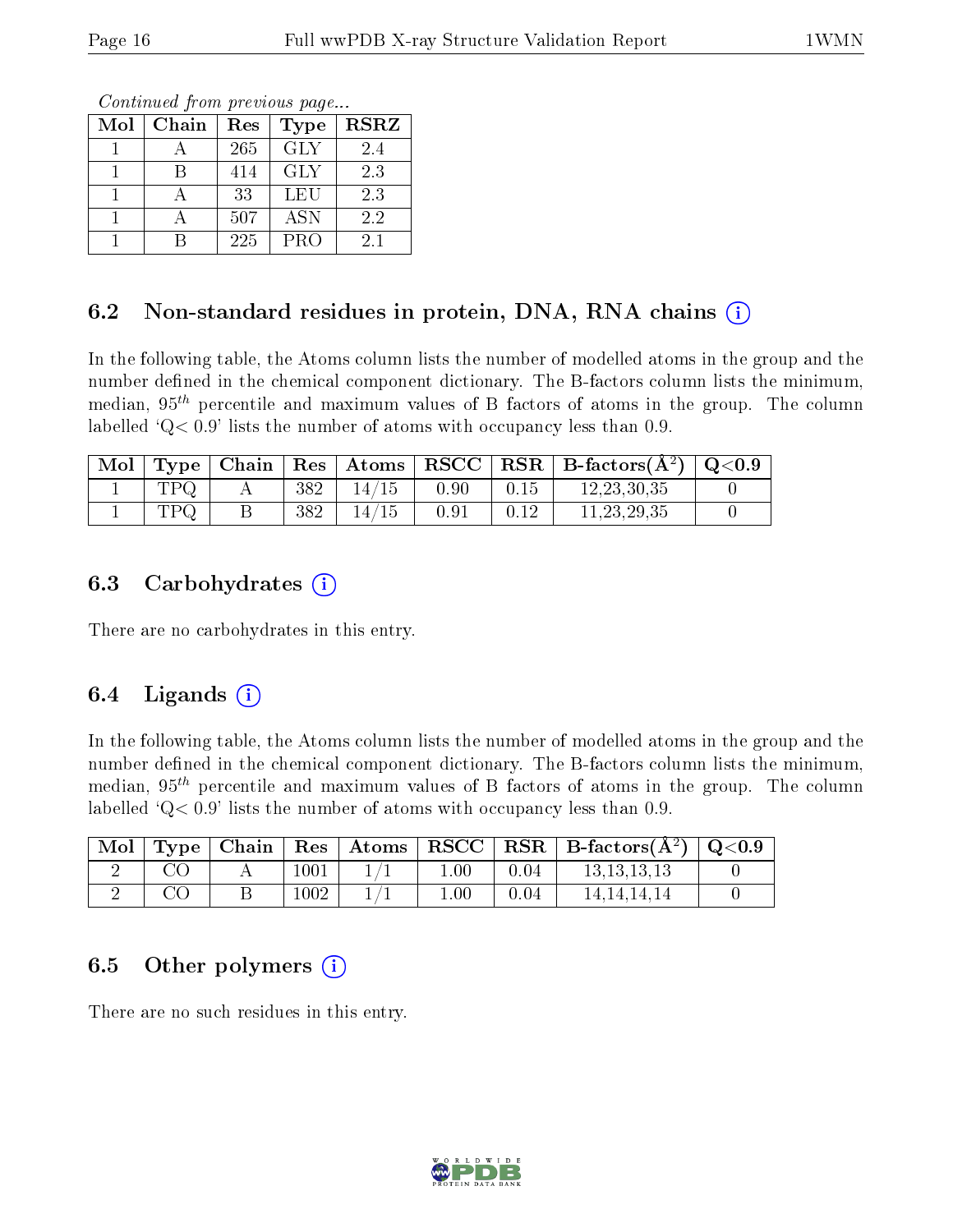*Continued from previous page...*

| Mol | Chain | Res | Type | RSRZ |
|---|---|---|---|---|
| 1 | A | 265 | GLY | 2.4 |
| 1 | B | 414 | GLY | 2.3 |
| 1 | A | 33 | LEU | 2.3 |
| 1 | A | 507 | ASN | 2.2 |
| 1 | B | 225 | PRO | 2.1 |

### 6.2 Non-standard residues in protein, DNA, RNA chains (i)

In the following table, the Atoms column lists the number of modelled atoms in the group and the number defined in the chemical component dictionary. The B-factors column lists the minimum, median, $95^{th}$ percentile and maximum values of B factors of atoms in the group. The column labelled 'Q< 0.9' lists the number of atoms with occupancy less than 0.9.

| Mol | Type | Chain | Res | Atoms | RSCC | RSR | B-factors($Å^2$) | Q<0.9 |
|---|---|---|---|---|---|---|---|---|
| 1 | TPQ | A | 382 | 14/15 | 0.90 | 0.15 | 12,23,30,35 | 0 |
| 1 | TPQ | B | 382 | 14/15 | 0.91 | 0.12 | 11,23,29,35 | 0 |

### 6.3 Carbohydrates (i)

There are no carbohydrates in this entry.

### 6.4 Ligands (i)

In the following table, the Atoms column lists the number of modelled atoms in the group and the number defined in the chemical component dictionary. The B-factors column lists the minimum, median, $95^{th}$ percentile and maximum values of B factors of atoms in the group. The column labelled 'Q< 0.9' lists the number of atoms with occupancy less than 0.9.

| Mol | Type | Chain | Res | Atoms | RSCC | RSR | B-factors($Å^2$) | Q<0.9 |
|---|---|---|---|---|---|---|---|---|
| 2 | CO | A | 1001 | 1/1 | 1.00 | 0.04 | 13,13,13,13 | 0 |
| 2 | CO | B | 1002 | 1/1 | 1.00 | 0.04 | 14,14,14,14 | 0 |

### 6.5 Other polymers (i)

There are no such residues in this entry.